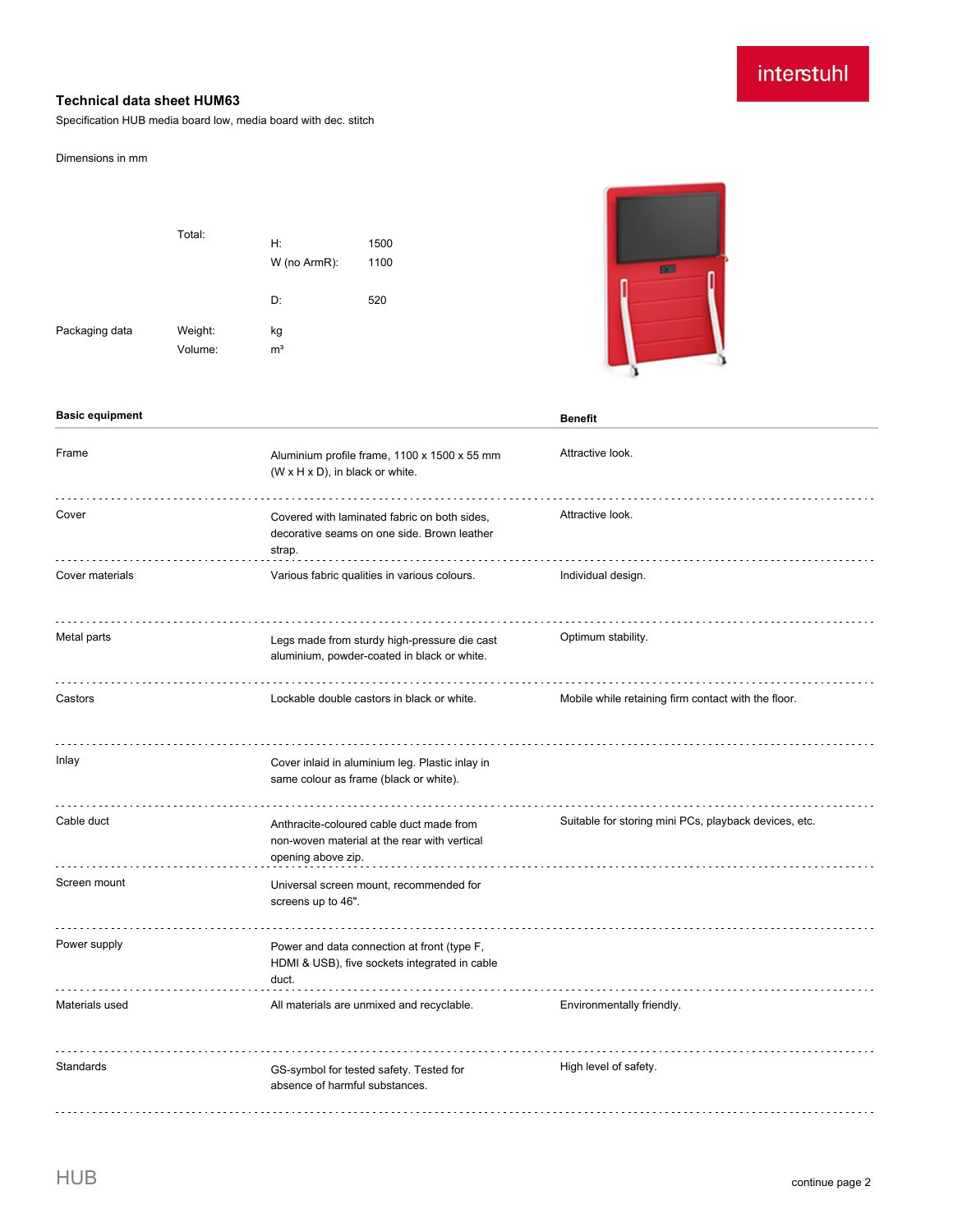interstuhl

# Technical data sheet HUM63

Specification HUB media board low, media board with dec. stitch

Dimensions in mm

| | | | |
|---|---|---|---|
| | Total: | H: | 1500 |
| | | W (no ArmR): | 1100 |
| | | D: | 520 |
| Packaging data | Weight: | kg | |
| | Volume: | m³ | |

| Basic equipment | | Benefit |
|---|---|---|
| Frame | Aluminium profile frame, 1100 x 1500 x 55 mm (W x H x D), in black or white. | Attractive look. |
| Cover | Covered with laminated fabric on both sides, decorative seams on one side. Brown leather strap. | Attractive look. |
| Cover materials | Various fabric qualities in various colours. | Individual design. |
| Metal parts | Legs made from sturdy high-pressure die cast aluminium, powder-coated in black or white. | Optimum stability. |
| Castors | Lockable double castors in black or white. | Mobile while retaining firm contact with the floor. |
| Inlay | Cover inlaid in aluminium leg. Plastic inlay in same colour as frame (black or white). | |
| Cable duct | Anthracite-coloured cable duct made from non-woven material at the rear with vertical opening above zip. | Suitable for storing mini PCs, playback devices, etc. |
| Screen mount | Universal screen mount, recommended for screens up to 46". | |
| Power supply | Power and data connection at front (type F, HDMI & USB), five sockets integrated in cable duct. | |
| Materials used | All materials are unmixed and recyclable. | Environmentally friendly. |
| Standards | GS-symbol for tested safety. Tested for absence of harmful substances. | High level of safety. |

HUB

continue page 2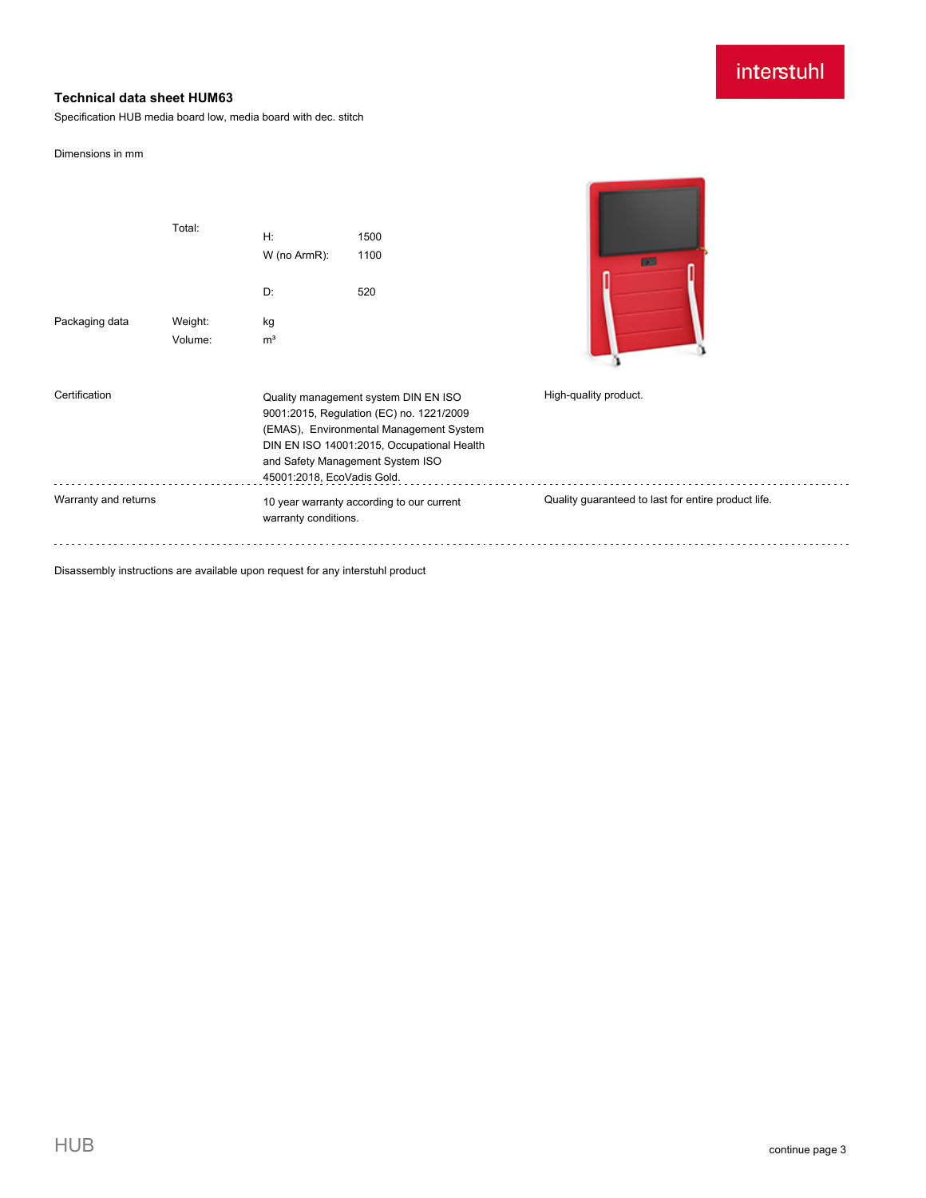## Technical data sheet HUM63

Specification HUB media board low, media board with dec. stitch

Dimensions in mm

| | | | |
|---|---|---|---|
| | Total: | H: | 1500 |
| | | W (no ArmR): | 1100 |
| | | D: | 520 |
| Packaging data | Weight: | kg | |
| | Volume: | m³ | |

| | | |
|---|---|---|
| Certification | Quality management system DIN EN ISO 9001:2015, Regulation (EC) no. 1221/2009 (EMAS), Environmental Management System DIN EN ISO 14001:2015, Occupational Health and Safety Management System ISO 45001:2018, EcoVadis Gold. | High-quality product. |
| Warranty and returns | 10 year warranty according to our current warranty conditions. | Quality guaranteed to last for entire product life. |

Disassembly instructions are available upon request for any interstuhl product

continue page 3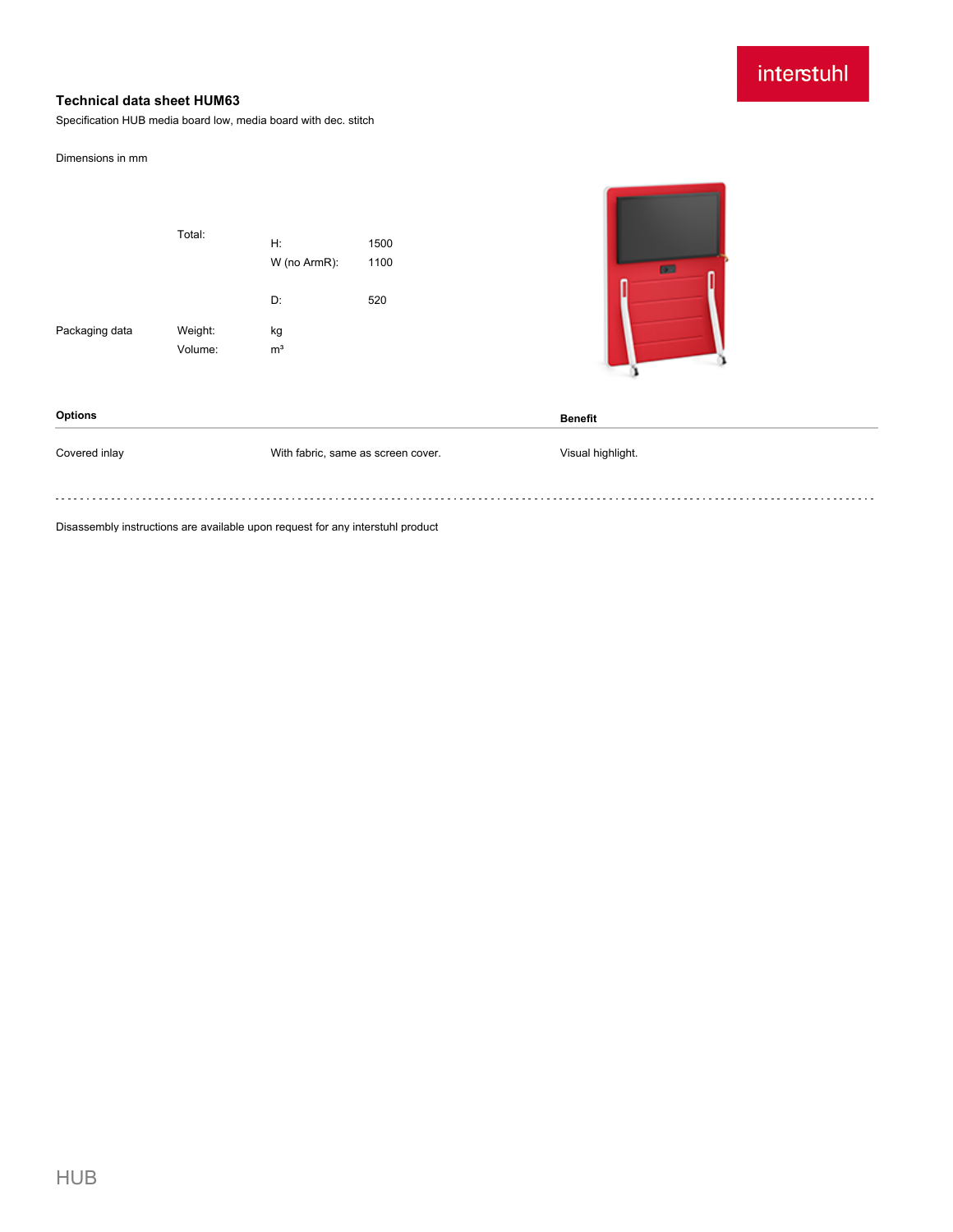**interstuhl**

### Technical data sheet HUM63

Specification HUB media board low, media board with dec. stitch

Dimensions in mm

| | | | |
|---|---|---|---|
| | Total: | H: | 1500 |
| | | W (no ArmR): | 1100 |
| | | D: | 520 |
| Packaging data | Weight: | kg | |
| | Volume: | m³ | |

| Options | | Benefit |
|---|---|---|
| Covered inlay | With fabric, same as screen cover. | Visual highlight. |

Disassembly instructions are available upon request for any interstuhl product

HUB